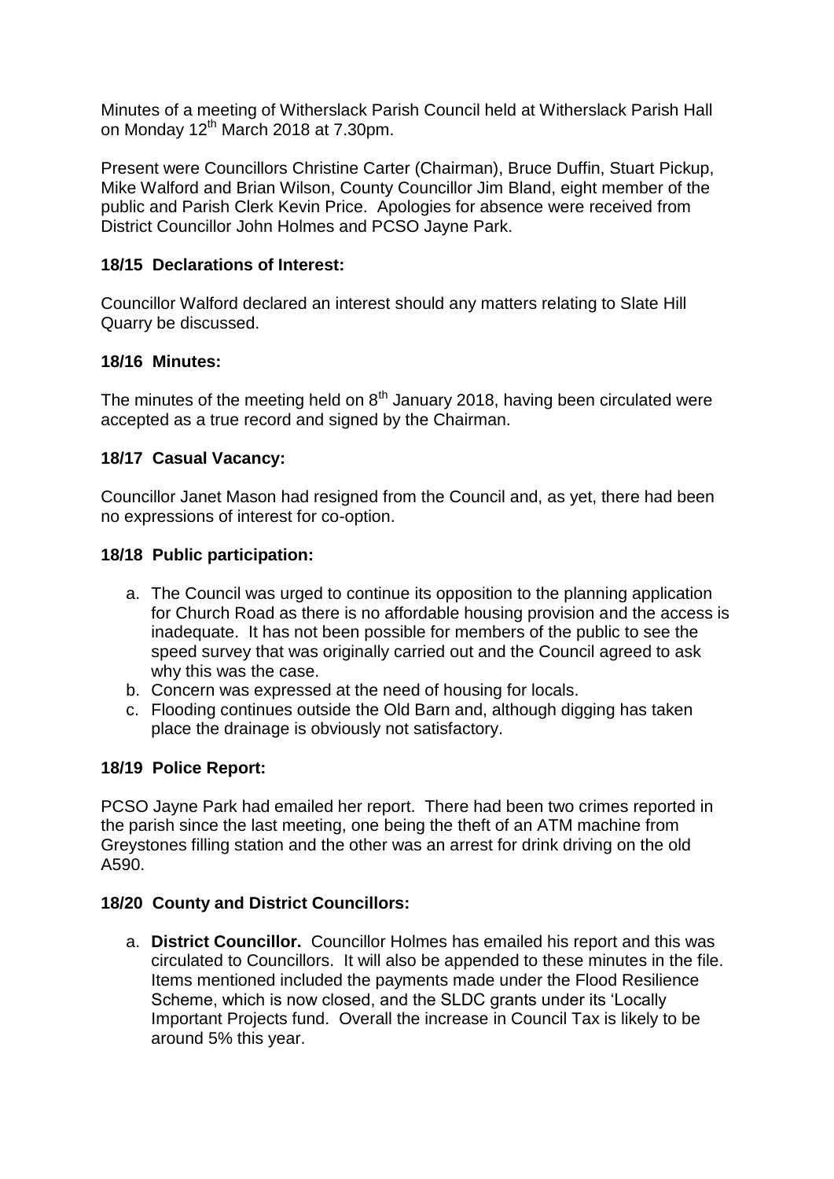Minutes of a meeting of Witherslack Parish Council held at Witherslack Parish Hall on Monday 12th March 2018 at 7.30pm.

Present were Councillors Christine Carter (Chairman), Bruce Duffin, Stuart Pickup, Mike Walford and Brian Wilson, County Councillor Jim Bland, eight member of the public and Parish Clerk Kevin Price. Apologies for absence were received from District Councillor John Holmes and PCSO Jayne Park.

**18/15 Declarations of Interest:**

Councillor Walford declared an interest should any matters relating to Slate Hill Quarry be discussed.

**18/16 Minutes:**

The minutes of the meeting held on 8th January 2018, having been circulated were accepted as a true record and signed by the Chairman.

**18/17 Casual Vacancy:**

Councillor Janet Mason had resigned from the Council and, as yet, there had been no expressions of interest for co-option.

**18/18 Public participation:**

a. The Council was urged to continue its opposition to the planning application for Church Road as there is no affordable housing provision and the access is inadequate. It has not been possible for members of the public to see the speed survey that was originally carried out and the Council agreed to ask why this was the case.
b. Concern was expressed at the need of housing for locals.
c. Flooding continues outside the Old Barn and, although digging has taken place the drainage is obviously not satisfactory.

**18/19 Police Report:**

PCSO Jayne Park had emailed her report. There had been two crimes reported in the parish since the last meeting, one being the theft of an ATM machine from Greystones filling station and the other was an arrest for drink driving on the old A590.

**18/20 County and District Councillors:**

a. **District Councillor.** Councillor Holmes has emailed his report and this was circulated to Councillors. It will also be appended to these minutes in the file. Items mentioned included the payments made under the Flood Resilience Scheme, which is now closed, and the SLDC grants under its 'Locally Important Projects fund. Overall the increase in Council Tax is likely to be around 5% this year.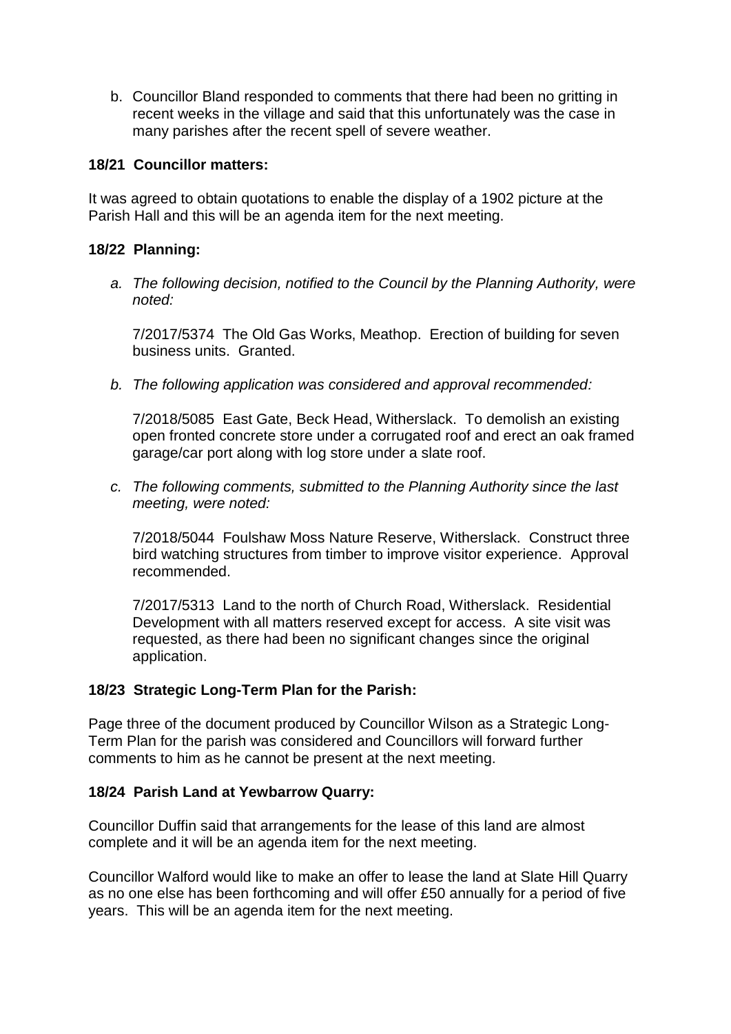b. Councillor Bland responded to comments that there had been no gritting in recent weeks in the village and said that this unfortunately was the case in many parishes after the recent spell of severe weather.

**18/21 Councillor matters:**

It was agreed to obtain quotations to enable the display of a 1902 picture at the Parish Hall and this will be an agenda item for the next meeting.

**18/22 Planning:**

a. *The following decision, notified to the Council by the Planning Authority, were noted:*

   7/2017/5374 The Old Gas Works, Meathop. Erection of building for seven business units. Granted.

b. *The following application was considered and approval recommended:*

   7/2018/5085 East Gate, Beck Head, Witherslack. To demolish an existing open fronted concrete store under a corrugated roof and erect an oak framed garage/car port along with log store under a slate roof.

c. *The following comments, submitted to the Planning Authority since the last meeting, were noted:*

   7/2018/5044 Foulshaw Moss Nature Reserve, Witherslack. Construct three bird watching structures from timber to improve visitor experience. Approval recommended.

   7/2017/5313 Land to the north of Church Road, Witherslack. Residential Development with all matters reserved except for access. A site visit was requested, as there had been no significant changes since the original application.

**18/23 Strategic Long-Term Plan for the Parish:**

Page three of the document produced by Councillor Wilson as a Strategic Long-Term Plan for the parish was considered and Councillors will forward further comments to him as he cannot be present at the next meeting.

**18/24 Parish Land at Yewbarrow Quarry:**

Councillor Duffin said that arrangements for the lease of this land are almost complete and it will be an agenda item for the next meeting.

Councillor Walford would like to make an offer to lease the land at Slate Hill Quarry as no one else has been forthcoming and will offer £50 annually for a period of five years. This will be an agenda item for the next meeting.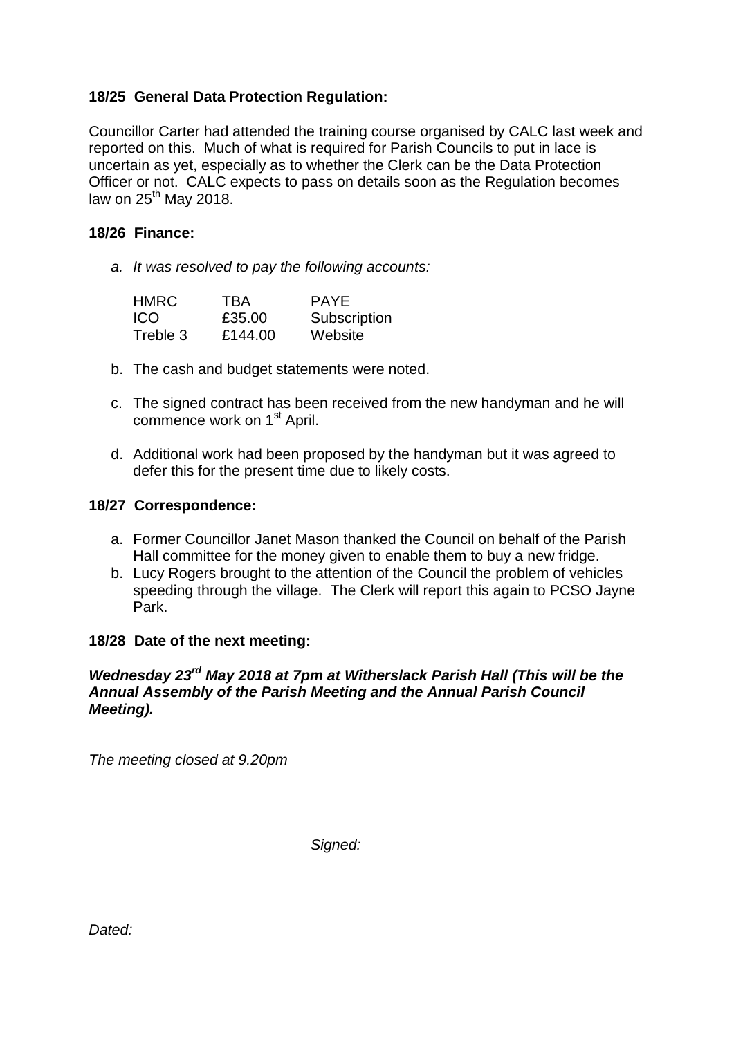**18/25 General Data Protection Regulation:**

Councillor Carter had attended the training course organised by CALC last week and reported on this. Much of what is required for Parish Councils to put in lace is uncertain as yet, especially as to whether the Clerk can be the Data Protection Officer or not. CALC expects to pass on details soon as the Regulation becomes law on 25th May 2018.

**18/26 Finance:**

a. *It was resolved to pay the following accounts:*

| | | |
|---|---|---|
| HMRC | TBA | PAYE |
| ICO | £35.00 | Subscription |
| Treble 3 | £144.00 | Website |

b. The cash and budget statements were noted.

c. The signed contract has been received from the new handyman and he will commence work on 1st April.

d. Additional work had been proposed by the handyman but it was agreed to defer this for the present time due to likely costs.

**18/27 Correspondence:**

a. Former Councillor Janet Mason thanked the Council on behalf of the Parish Hall committee for the money given to enable them to buy a new fridge.
b. Lucy Rogers brought to the attention of the Council the problem of vehicles speeding through the village. The Clerk will report this again to PCSO Jayne Park.

**18/28 Date of the next meeting:**

***Wednesday 23rd May 2018 at 7pm at Witherslack Parish Hall (This will be the Annual Assembly of the Parish Meeting and the Annual Parish Council Meeting).***

*The meeting closed at 9.20pm*

*Signed:*

*Dated:*